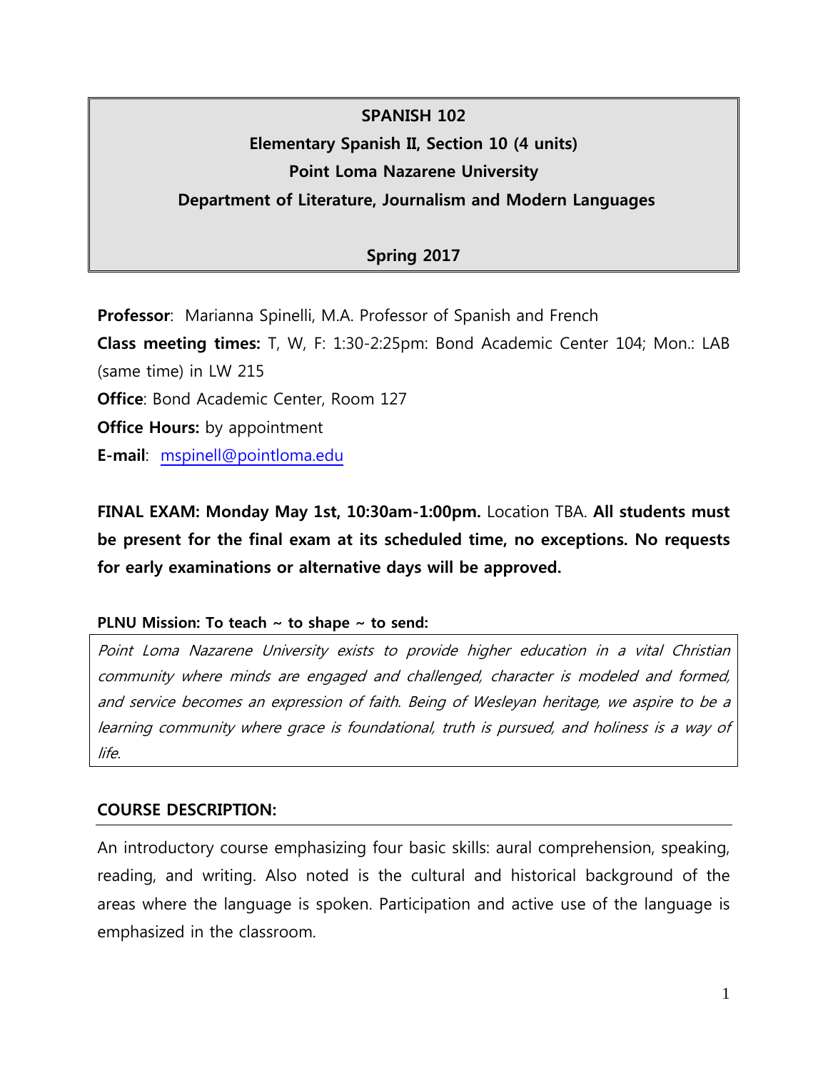# SPANISH 102

## Elementary Spanish II, Section 10 (4 units)

## Point Loma Nazarene University

## Department of Literature, Journalism and Modern Languages

## Spring 2017

**Professor**: Marianna Spinelli, M.A. Professor of Spanish and French

**Class meeting times:** T, W, F: 1:30-2:25pm: Bond Academic Center 104; Mon.: LAB (same time) in LW 215

**Office**: Bond Academic Center, Room 127

**Office Hours:** by appointment

**E-mail**: mspinell@pointloma.edu

**FINAL EXAM: Monday May 1st, 10:30am-1:00pm.** Location TBA. **All students must be present for the final exam at its scheduled time, no exceptions. No requests for early examinations or alternative days will be approved.**

**PLNU Mission: To teach ~ to shape ~ to send:**

*Point Loma Nazarene University exists to provide higher education in a vital Christian community where minds are engaged and challenged, character is modeled and formed, and service becomes an expression of faith. Being of Wesleyan heritage, we aspire to be a learning community where grace is foundational, truth is pursued, and holiness is a way of life.*

## COURSE DESCRIPTION:

An introductory course emphasizing four basic skills: aural comprehension, speaking, reading, and writing. Also noted is the cultural and historical background of the areas where the language is spoken. Participation and active use of the language is emphasized in the classroom.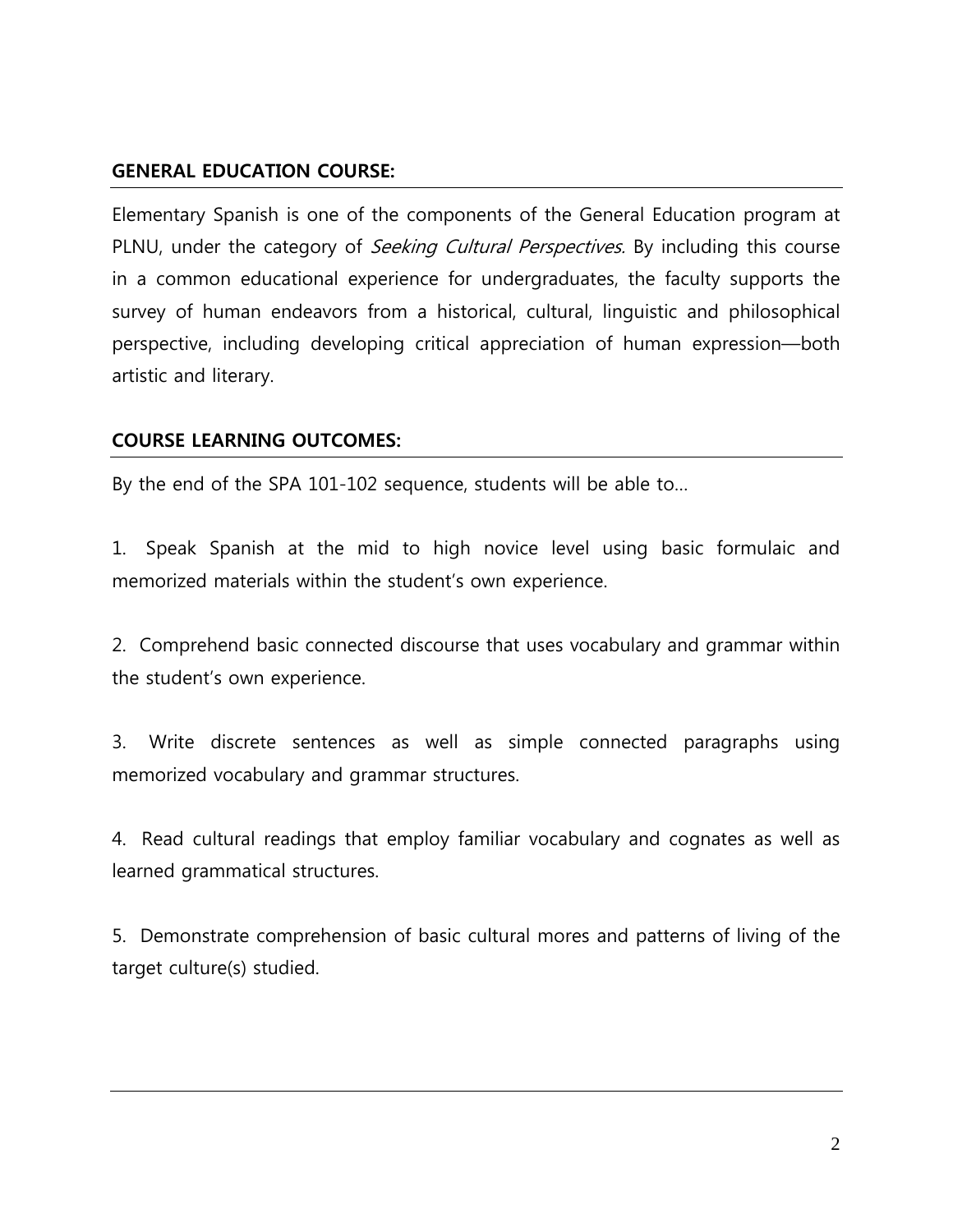## GENERAL EDUCATION COURSE:

Elementary Spanish is one of the components of the General Education program at PLNU, under the category of *Seeking Cultural Perspectives.* By including this course in a common educational experience for undergraduates, the faculty supports the survey of human endeavors from a historical, cultural, linguistic and philosophical perspective, including developing critical appreciation of human expression—both artistic and literary.

## COURSE LEARNING OUTCOMES:

By the end of the SPA 101-102 sequence, students will be able to…

1. Speak Spanish at the mid to high novice level using basic formulaic and memorized materials within the student's own experience.

2. Comprehend basic connected discourse that uses vocabulary and grammar within the student's own experience.

3. Write discrete sentences as well as simple connected paragraphs using memorized vocabulary and grammar structures.

4. Read cultural readings that employ familiar vocabulary and cognates as well as learned grammatical structures.

5. Demonstrate comprehension of basic cultural mores and patterns of living of the target culture(s) studied.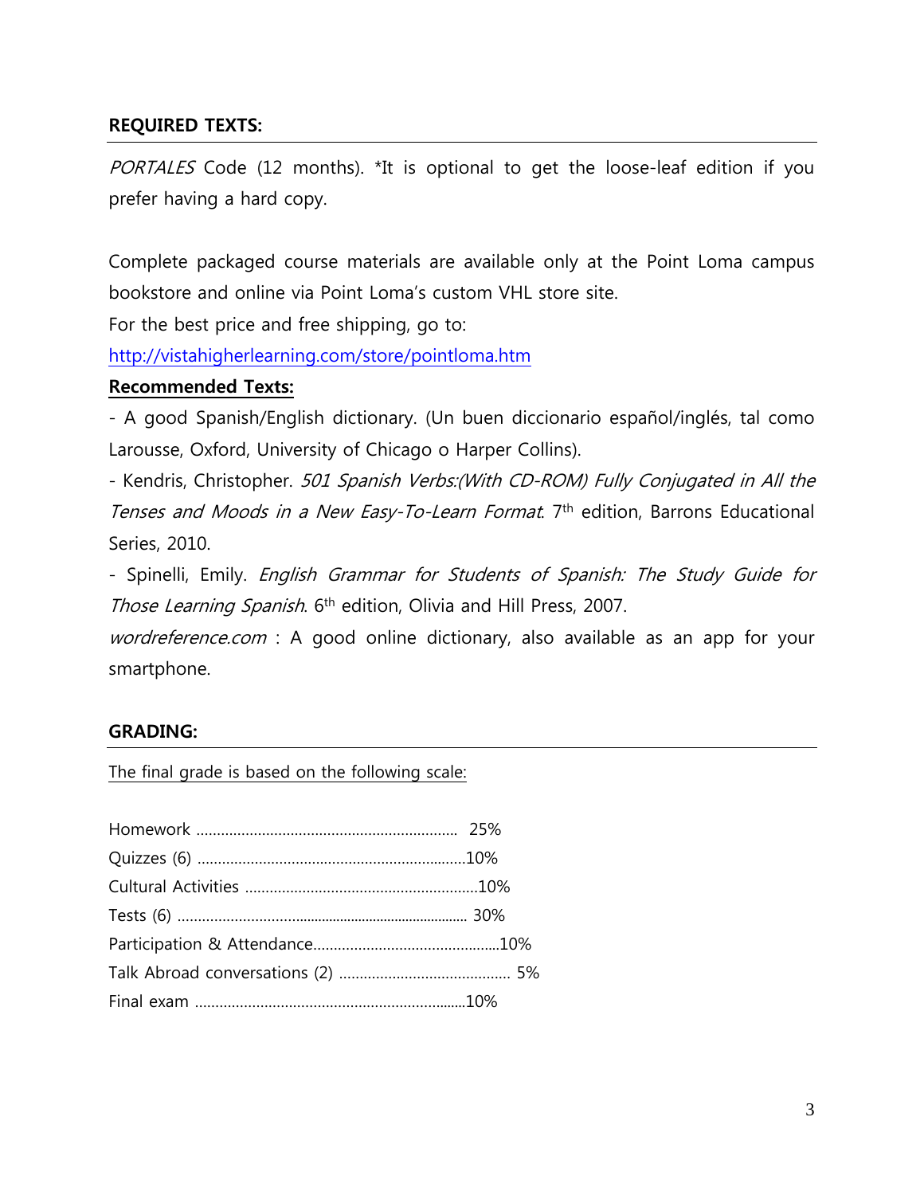## REQUIRED TEXTS:

*PORTALES* Code (12 months). *It is optional to get the loose-leaf edition if you prefer having a hard copy.

Complete packaged course materials are available only at the Point Loma campus bookstore and online via Point Loma's custom VHL store site.

For the best price and free shipping, go to:

http://vistahigherlearning.com/store/pointloma.htm

**Recommended Texts:**

- A good Spanish/English dictionary. (Un buen diccionario español/inglés, tal como Larousse, Oxford, University of Chicago o Harper Collins).
- Kendris, Christopher. *501 Spanish Verbs:(With CD-ROM) Fully Conjugated in All the Tenses and Moods in a New Easy-To-Learn Format*. 7th edition, Barrons Educational Series, 2010.
- Spinelli, Emily. *English Grammar for Students of Spanish: The Study Guide for Those Learning Spanish*. 6th edition, Olivia and Hill Press, 2007.

*wordreference.com* : A good online dictionary, also available as an app for your smartphone.

## GRADING:

The final grade is based on the following scale:

Homework ................................................................ 25%
Quizzes (6) ..................................................................10%
Cultural Activities .........................................................10%
Tests (6) ........................................................................... 30%
Participation & Attendance..............................................10%
Talk Abroad conversations (2) .......................................... 5%
Final exam ...................................................................10%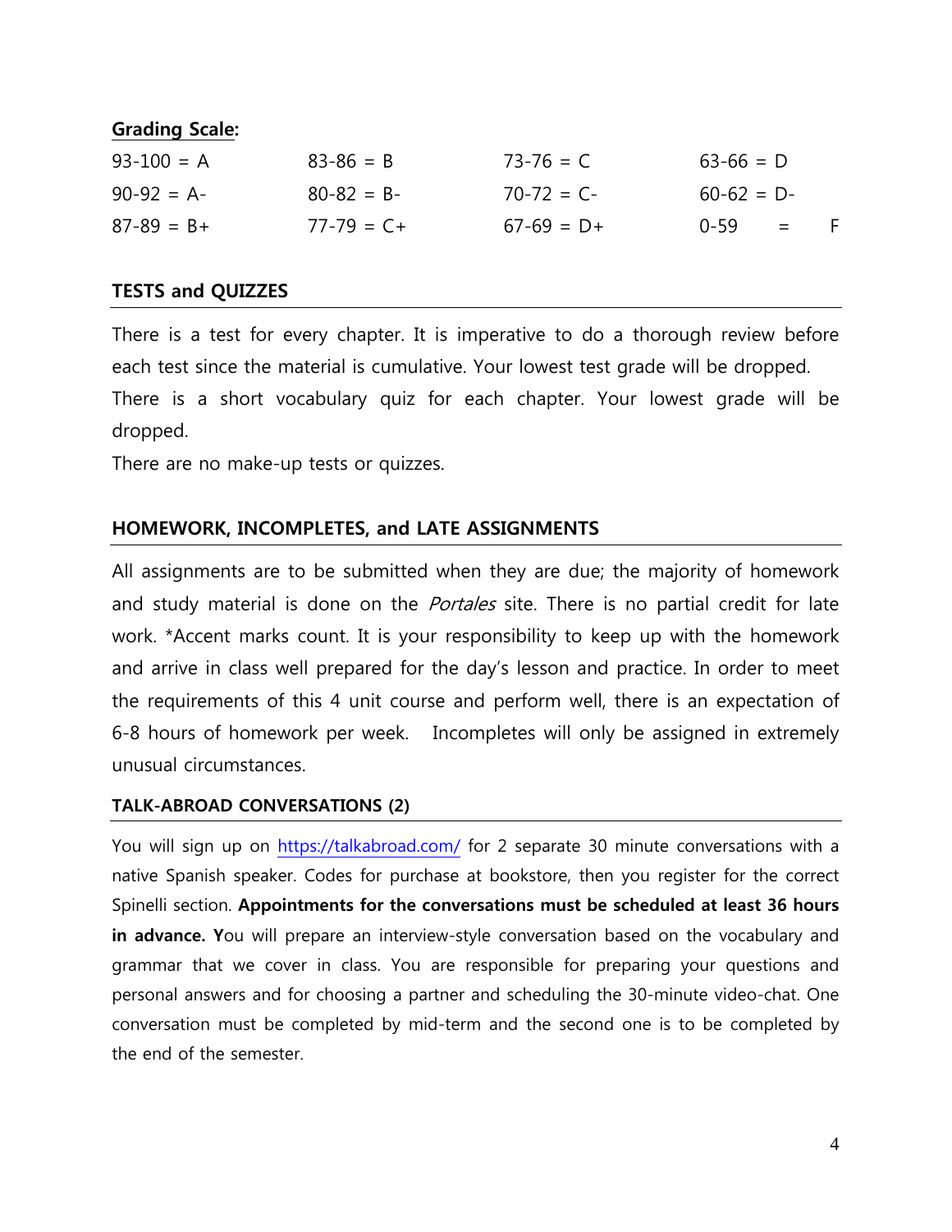**Grading Scale:**

| | | | |
|---|---|---|---|
| 93-100 = A | 83-86 = B | 73-76 = C | 63-66 = D |
| 90-92 = A- | 80-82 = B- | 70-72 = C- | 60-62 = D- |
| 87-89 = B+ | 77-79 = C+ | 67-69 = D+ | 0-59 = F |

## TESTS and QUIZZES

There is a test for every chapter. It is imperative to do a thorough review before each test since the material is cumulative. Your lowest test grade will be dropped.
There is a short vocabulary quiz for each chapter. Your lowest grade will be dropped.
There are no make-up tests or quizzes.

## HOMEWORK, INCOMPLETES, and LATE ASSIGNMENTS

All assignments are to be submitted when they are due; the majority of homework and study material is done on the *Portales* site. There is no partial credit for late work. *Accent marks count. It is your responsibility to keep up with the homework and arrive in class well prepared for the day's lesson and practice. In order to meet the requirements of this 4 unit course and perform well, there is an expectation of 6-8 hours of homework per week. Incompletes will only be assigned in extremely unusual circumstances.

### TALK-ABROAD CONVERSATIONS (2)

You will sign up on [https://talkabroad.com/](https://talkabroad.com/) for 2 separate 30 minute conversations with a native Spanish speaker. Codes for purchase at bookstore, then you register for the correct Spinelli section. **Appointments for the conversations must be scheduled at least 36 hours in advance. Y**ou will prepare an interview-style conversation based on the vocabulary and grammar that we cover in class. You are responsible for preparing your questions and personal answers and for choosing a partner and scheduling the 30-minute video-chat. One conversation must be completed by mid-term and the second one is to be completed by the end of the semester.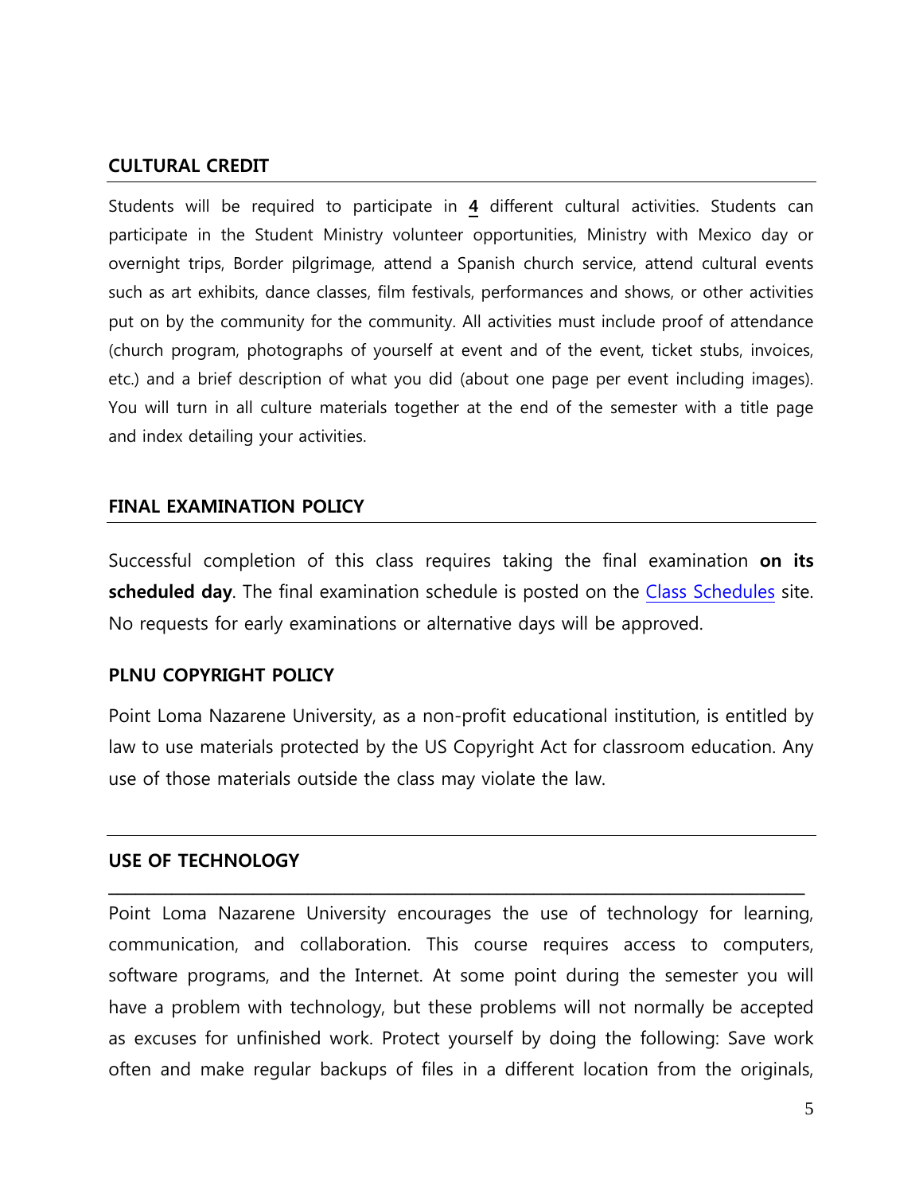## CULTURAL CREDIT

Students will be required to participate in **4** different cultural activities. Students can participate in the Student Ministry volunteer opportunities, Ministry with Mexico day or overnight trips, Border pilgrimage, attend a Spanish church service, attend cultural events such as art exhibits, dance classes, film festivals, performances and shows, or other activities put on by the community for the community. All activities must include proof of attendance (church program, photographs of yourself at event and of the event, ticket stubs, invoices, etc.) and a brief description of what you did (about one page per event including images). You will turn in all culture materials together at the end of the semester with a title page and index detailing your activities.

## FINAL EXAMINATION POLICY

Successful completion of this class requires taking the final examination **on its scheduled day**. The final examination schedule is posted on the Class Schedules site. No requests for early examinations or alternative days will be approved.

## PLNU COPYRIGHT POLICY

Point Loma Nazarene University, as a non-profit educational institution, is entitled by law to use materials protected by the US Copyright Act for classroom education. Any use of those materials outside the class may violate the law.

## USE OF TECHNOLOGY

Point Loma Nazarene University encourages the use of technology for learning, communication, and collaboration. This course requires access to computers, software programs, and the Internet. At some point during the semester you will have a problem with technology, but these problems will not normally be accepted as excuses for unfinished work. Protect yourself by doing the following: Save work often and make regular backups of files in a different location from the originals,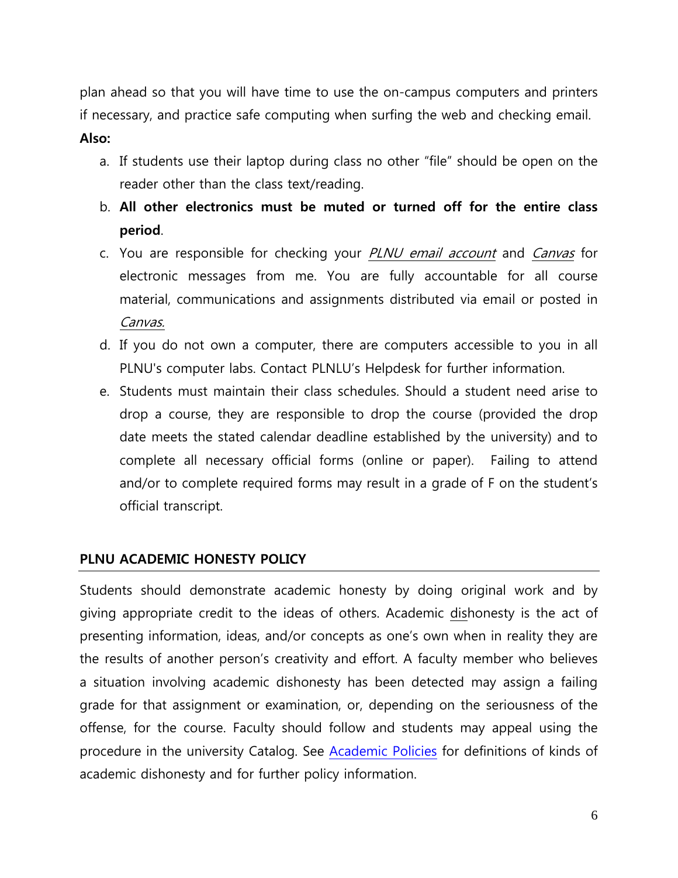plan ahead so that you will have time to use the on-campus computers and printers if necessary, and practice safe computing when surfing the web and checking email.

**Also:**

a. If students use their laptop during class no other "file" should be open on the reader other than the class text/reading.
b. **All other electronics must be muted or turned off for the entire class period**.
c. You are responsible for checking your *PLNU email account* and *Canvas* for electronic messages from me. You are fully accountable for all course material, communications and assignments distributed via email or posted in *Canvas.*
d. If you do not own a computer, there are computers accessible to you in all PLNU's computer labs. Contact PLNLU's Helpdesk for further information.
e. Students must maintain their class schedules. Should a student need arise to drop a course, they are responsible to drop the course (provided the drop date meets the stated calendar deadline established by the university) and to complete all necessary official forms (online or paper). Failing to attend and/or to complete required forms may result in a grade of F on the student's official transcript.

## PLNU ACADEMIC HONESTY POLICY

Students should demonstrate academic honesty by doing original work and by giving appropriate credit to the ideas of others. Academic dishonesty is the act of presenting information, ideas, and/or concepts as one's own when in reality they are the results of another person's creativity and effort. A faculty member who believes a situation involving academic dishonesty has been detected may assign a failing grade for that assignment or examination, or, depending on the seriousness of the offense, for the course. Faculty should follow and students may appeal using the procedure in the university Catalog. See Academic Policies for definitions of kinds of academic dishonesty and for further policy information.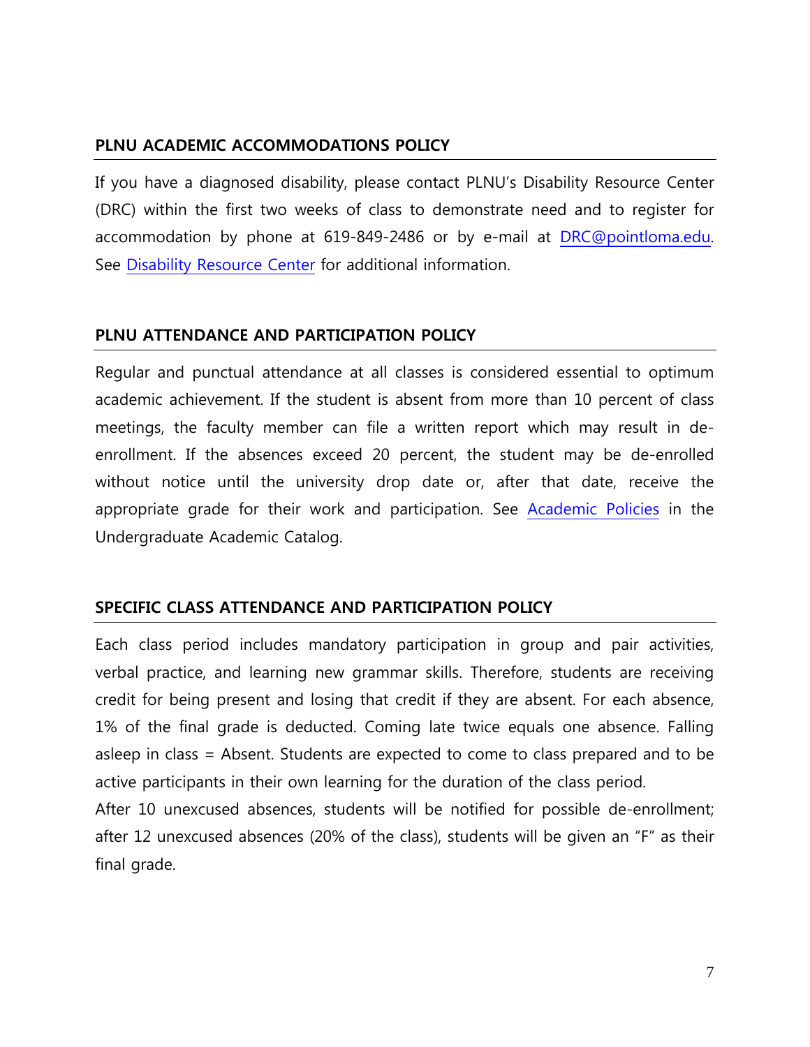## PLNU ACADEMIC ACCOMMODATIONS POLICY

If you have a diagnosed disability, please contact PLNU's Disability Resource Center (DRC) within the first two weeks of class to demonstrate need and to register for accommodation by phone at 619-849-2486 or by e-mail at DRC@pointloma.edu. See Disability Resource Center for additional information.

## PLNU ATTENDANCE AND PARTICIPATION POLICY

Regular and punctual attendance at all classes is considered essential to optimum academic achievement. If the student is absent from more than 10 percent of class meetings, the faculty member can file a written report which may result in de-enrollment. If the absences exceed 20 percent, the student may be de-enrolled without notice until the university drop date or, after that date, receive the appropriate grade for their work and participation. See Academic Policies in the Undergraduate Academic Catalog.

## SPECIFIC CLASS ATTENDANCE AND PARTICIPATION POLICY

Each class period includes mandatory participation in group and pair activities, verbal practice, and learning new grammar skills. Therefore, students are receiving credit for being present and losing that credit if they are absent. For each absence, 1% of the final grade is deducted. Coming late twice equals one absence. Falling asleep in class = Absent. Students are expected to come to class prepared and to be active participants in their own learning for the duration of the class period.
After 10 unexcused absences, students will be notified for possible de-enrollment; after 12 unexcused absences (20% of the class), students will be given an "F" as their final grade.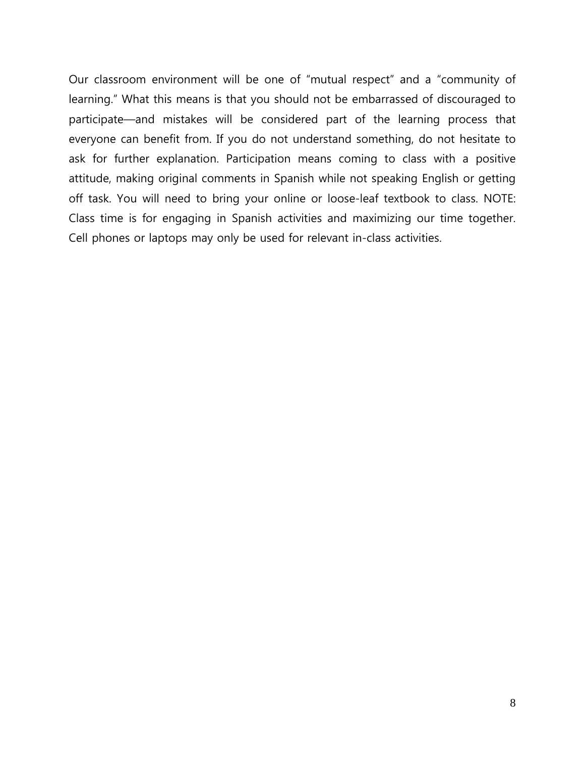Our classroom environment will be one of "mutual respect" and a "community of learning." What this means is that you should not be embarrassed of discouraged to participate—and mistakes will be considered part of the learning process that everyone can benefit from. If you do not understand something, do not hesitate to ask for further explanation. Participation means coming to class with a positive attitude, making original comments in Spanish while not speaking English or getting off task. You will need to bring your online or loose-leaf textbook to class. NOTE: Class time is for engaging in Spanish activities and maximizing our time together. Cell phones or laptops may only be used for relevant in-class activities.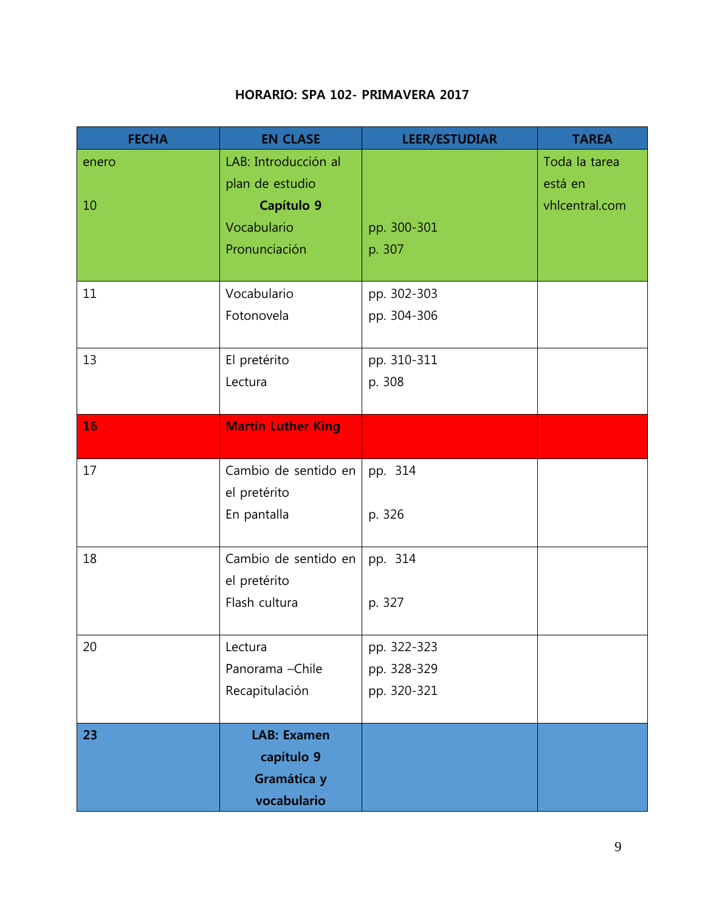**HORARIO: SPA 102- PRIMAVERA 2017**

| FECHA | EN CLASE | LEER/ESTUDIAR | TAREA |
|---|---|---|---|
| enero 10 | LAB: Introducción al plan de estudio **Capítulo 9** Vocabulario Pronunciación | pp. 300-301 p. 307 | Toda la tarea está en vhlcentral.com |
| 11 | Vocabulario Fotonovela | pp. 302-303 pp. 304-306 | |
| 13 | El pretérito Lectura | pp. 310-311 p. 308 | |
| **16** | **Martin Luther King** | | |
| 17 | Cambio de sentido en el pretérito En pantalla | pp. 314 p. 326 | |
| 18 | Cambio de sentido en el pretérito Flash cultura | pp. 314 p. 327 | |
| 20 | Lectura Panorama –Chile Recapitulación | pp. 322-323 pp. 328-329 pp. 320-321 | |
| **23** | **LAB: Examen capítulo 9 Gramática y vocabulario** | | |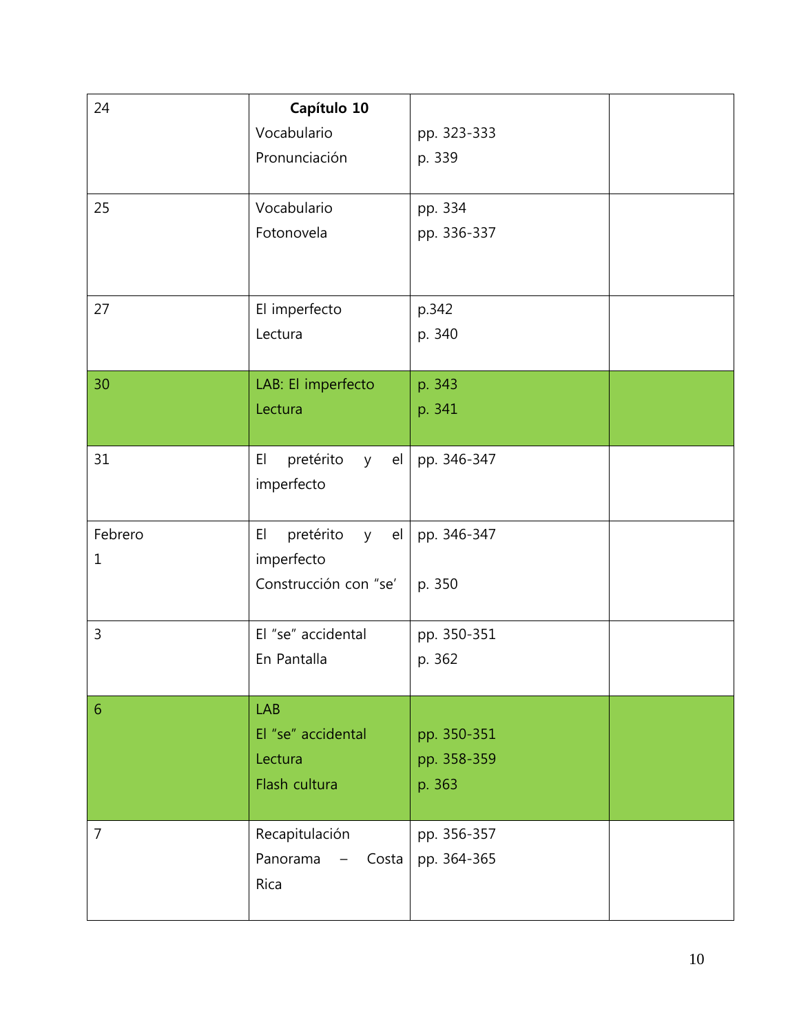| 24 | **Capítulo 10**<br>Vocabulario<br>Pronunciación | <br>pp. 323-333<br>p. 339 | |
|---|---|---|---|
| 25 | Vocabulario<br>Fotonovela | pp. 334<br>pp. 336-337 | |
| 27 | El imperfecto<br>Lectura | p.342<br>p. 340 | |
| 30 | LAB: El imperfecto<br>Lectura | p. 343<br>p. 341 | |
| 31 | El pretérito y el imperfecto | pp. 346-347 | |
| Febrero<br>1 | El pretérito y el imperfecto<br>Construcción con "se' | pp. 346-347<br><br>p. 350 | |
| 3 | El "se" accidental<br>En Pantalla | pp. 350-351<br>p. 362 | |
| 6 | LAB<br>El "se" accidental<br>Lectura<br>Flash cultura | <br>pp. 350-351<br>pp. 358-359<br>p. 363 | |
| 7 | Recapitulación<br>Panorama – Costa Rica | pp. 356-357<br>pp. 364-365 | |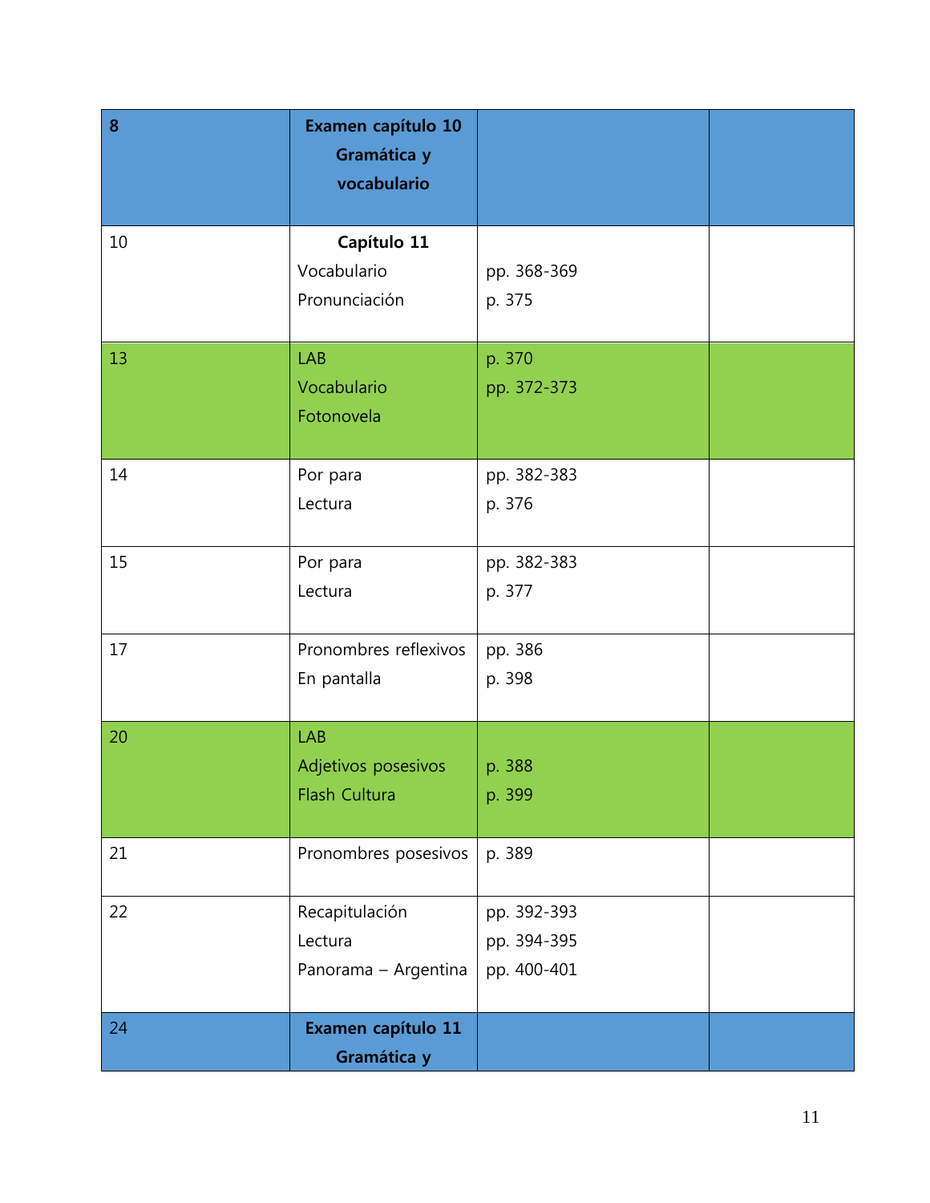| 8 | **Examen capítulo 10 Gramática y vocabulario** | | |
|---|---|---|---|
| 10 | **Capítulo 11**<br>Vocabulario<br>Pronunciación | <br>pp. 368-369<br>p. 375 | |
| 13 | LAB<br>Vocabulario<br>Fotonovela | p. 370<br>pp. 372-373 | |
| 14 | Por para<br>Lectura | pp. 382-383<br>p. 376 | |
| 15 | Por para<br>Lectura | pp. 382-383<br>p. 377 | |
| 17 | Pronombres reflexivos<br>En pantalla | pp. 386<br>p. 398 | |
| 20 | LAB<br>Adjetivos posesivos<br>Flash Cultura | <br>p. 388<br>p. 399 | |
| 21 | Pronombres posesivos | p. 389 | |
| 22 | Recapitulación<br>Lectura<br>Panorama – Argentina | pp. 392-393<br>pp. 394-395<br>pp. 400-401 | |
| 24 | **Examen capítulo 11 Gramática y** | | |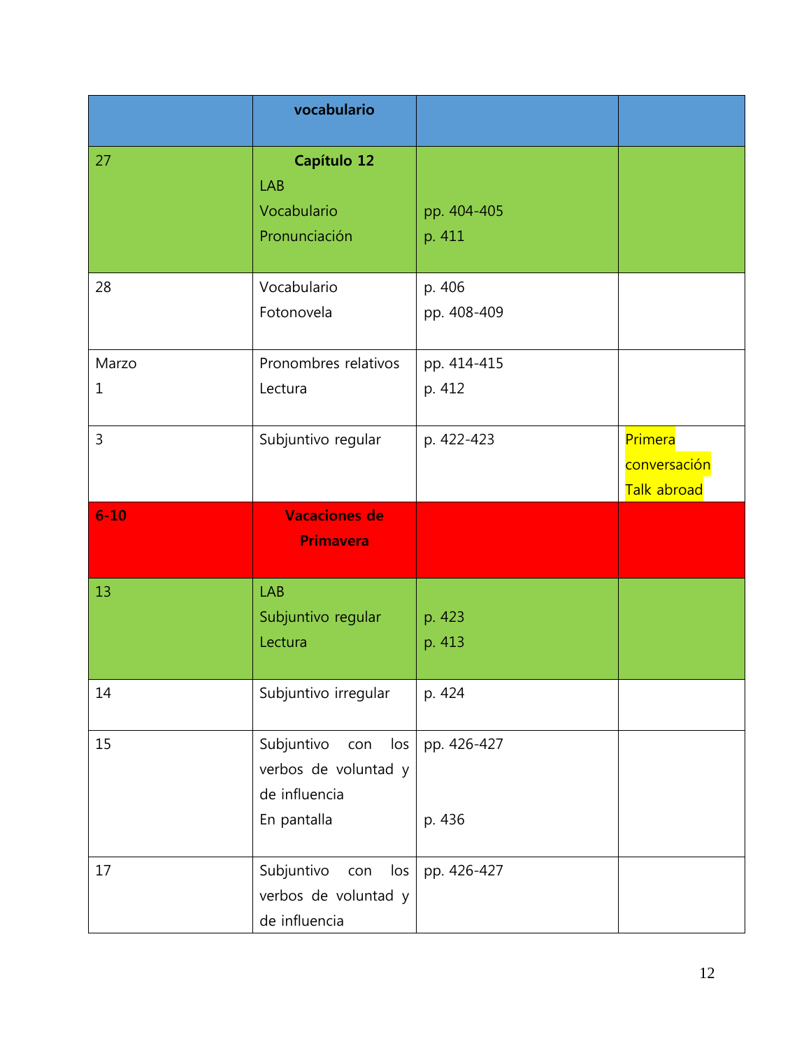|  | **vocabulario** |  |  |
| --- | --- | --- | --- |
| 27 | **Capítulo 12**<br>LAB<br>Vocabulario<br>Pronunciación | pp. 404-405<br>p. 411 |  |
| 28 | Vocabulario<br>Fotonovela | p. 406<br>pp. 408-409 |  |
| Marzo<br>1 | Pronombres relativos<br>Lectura | pp. 414-415<br>p. 412 |  |
| 3 | Subjuntivo regular | p. 422-423 | Primera conversación Talk abroad |
| **6-10** | **Vacaciones de Primavera** |  |  |
| 13 | LAB<br>Subjuntivo regular<br>Lectura | p. 423<br>p. 413 |  |
| 14 | Subjuntivo irregular | p. 424 |  |
| 15 | Subjuntivo con los verbos de voluntad y de influencia<br>En pantalla | pp. 426-427<br>p. 436 |  |
| 17 | Subjuntivo con los verbos de voluntad y de influencia | pp. 426-427 |  |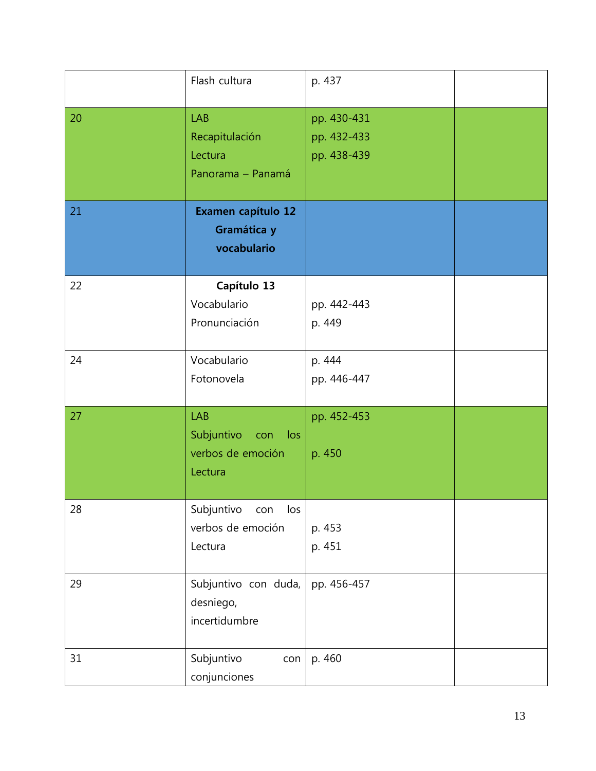| | | | |
|---|---|---|---|
| | Flash cultura | p. 437 | |
| 20 | LAB<br>Recapitulación<br>Lectura<br>Panorama – Panamá | pp. 430-431<br>pp. 432-433<br>pp. 438-439 | |
| 21 | **Examen capítulo 12 Gramática y vocabulario** | | |
| 22 | **Capítulo 13**<br>Vocabulario<br>Pronunciación | pp. 442-443<br>p. 449 | |
| 24 | Vocabulario<br>Fotonovela | p. 444<br>pp. 446-447 | |
| 27 | LAB<br>Subjuntivo con los verbos de emoción<br>Lectura | pp. 452-453<br>p. 450 | |
| 28 | Subjuntivo con los verbos de emoción<br>Lectura | p. 453<br>p. 451 | |
| 29 | Subjuntivo con duda, desniego, incertidumbre | pp. 456-457 | |
| 31 | Subjuntivo con conjunciones | p. 460 | |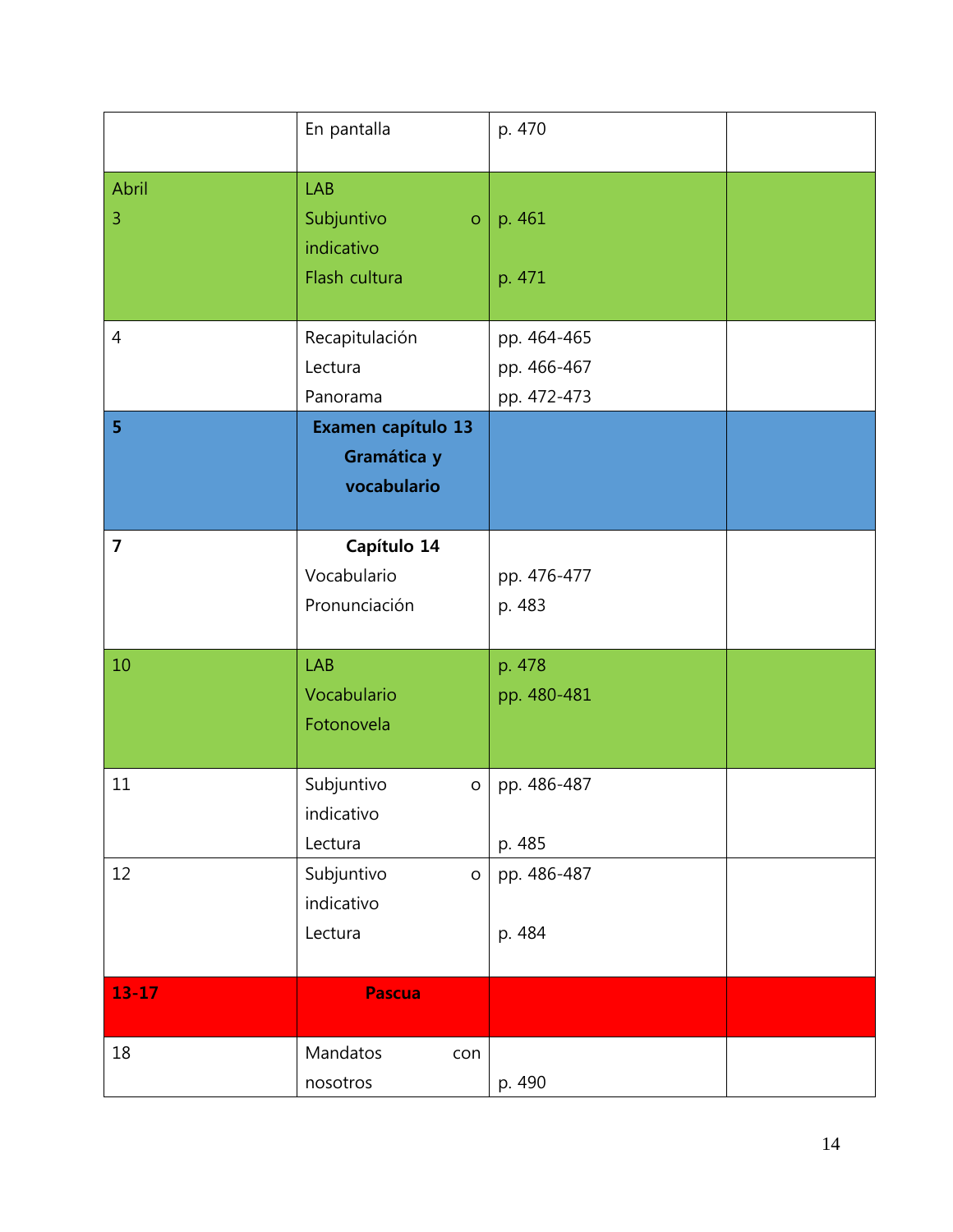|  |  |  |  |
|---|---|---|---|
|  | En pantalla | p. 470 |  |
| Abril<br>3 | LAB<br>Subjuntivo o indicativo<br>Flash cultura | p. 461<br><br>p. 471 |  |
| 4 | Recapitulación<br>Lectura<br>Panorama | pp. 464-465<br>pp. 466-467<br>pp. 472-473 |  |
| **5** | **Examen capítulo 13 Gramática y vocabulario** |  |  |
| **7** | **Capítulo 14**<br>Vocabulario<br>Pronunciación | <br>pp. 476-477<br>p. 483 |  |
| 10 | LAB<br>Vocabulario<br>Fotonovela | p. 478<br>pp. 480-481 |  |
| 11 | Subjuntivo o indicativo<br>Lectura | pp. 486-487<br><br>p. 485 |  |
| 12 | Subjuntivo o indicativo<br>Lectura | pp. 486-487<br><br>p. 484 |  |
| **13-17** | **Pascua** |  |  |
| 18 | Mandatos con nosotros | p. 490 |  |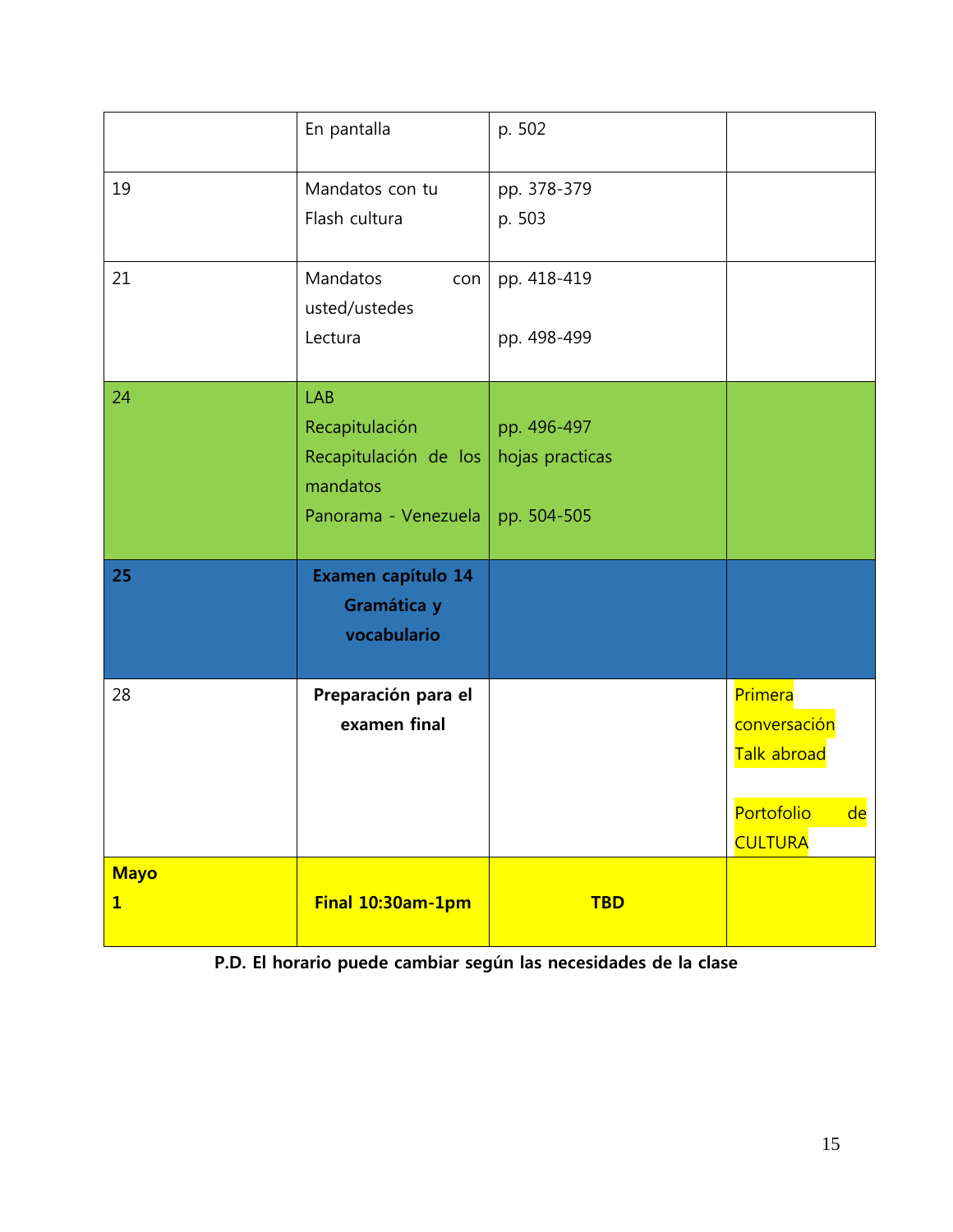| | | | |
|---|---|---|---|
| | En pantalla | p. 502 | |
| 19 | Mandatos con tu<br>Flash cultura | pp. 378-379<br>p. 503 | |
| 21 | Mandatos con usted/ustedes<br>Lectura | pp. 418-419<br><br>pp. 498-499 | |
| 24 | LAB<br>Recapitulación<br>Recapitulación de los mandatos<br>Panorama - Venezuela | <br>pp. 496-497<br>hojas practicas<br><br>pp. 504-505 | |
| **25** | **Examen capítulo 14 Gramática y vocabulario** | | |
| 28 | **Preparación para el examen final** | | Primera conversación Talk abroad<br><br>Portofolio de CULTURA |
| **Mayo 1** | **Final 10:30am-1pm** | **TBD** | |

**P.D. El horario puede cambiar según las necesidades de la clase**